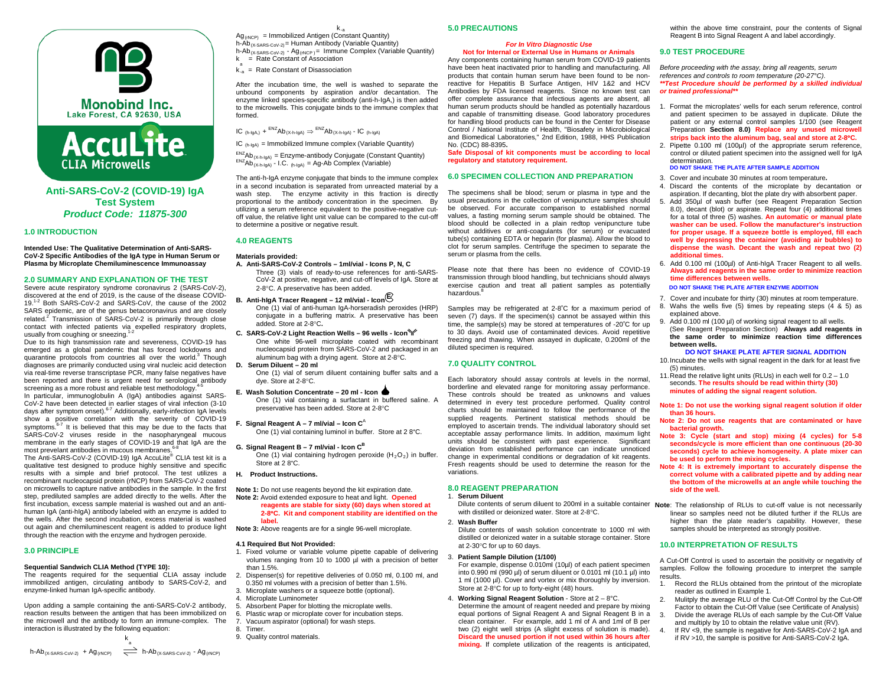Monobind Inc.
Lake Forest, CA 92630, USA

AccuLite
CLIA Microwells

# Anti-SARS-CoV-2 (COVID-19) IgA Test System

***Product Code: 11875-300***

## 1.0 INTRODUCTION

**Intended Use: The Qualitative Determination of Anti-SARS-CoV-2 Specific Antibodies of the IgA type in Human Serum or Plasma by Microplate Chemiluminescence Immunoassay**

## 2.0 SUMMARY AND EXPLANATION OF THE TEST

Severe acute respiratory syndrome coronavirus 2 (SARS-CoV-2), discovered at the end of 2019, is the cause of the disease COVID-19.[1-2] Both SARS-CoV-2 and SARS-CoV, the cause of the 2002 SARS epidemic, are of the genus betacoronavirus and are closely related.[2] Transmission of SARS-CoV-2 is primarily through close contact with infected patients via expelled respiratory droplets, usually from coughing or sneezing.[1-2]

Due to its high transmission rate and severeness, COVID-19 has emerged as a global pandemic that has forced lockdowns and quarantine protocols from countries all over the world.[3] Though diagnoses are primarily conducted using viral nucleic acid detection via real-time reverse transcriptase PCR, many false negatives have been reported and there is urgent need for serological antibody screening as a more robust and reliable test methodology.[4-5]

In particular, immunoglobulin A (IgA) antibodies against SARS-CoV-2 have been detected in earlier stages of viral infection (3-10 days after symptom onset).[6-7] Additionally, early-infection IgA levels show a positive correlation with the severity of COVID-19 symptoms.[6-7] It is believed that this may be due to the facts that SARS-CoV-2 viruses reside in the nasopharyngeal mucous membrane in the early stages of COVID-19 and that IgA are the most prevelant antibodies in mucous membranes.[6-8]

The Anti-SARS-CoV-2 (COVID-19) IgA AccuLite® CLIA test kit is a qualitative test designed to produce highly sensitive and specific results with a simple and brief protocol. The test utilizes a recombinant nucleocapsid protein (rNCP) from SARS-CoV-2 coated on microwells to capture native antibodies in the sample. In the first step, prediluted samples are added directly to the wells. After the first incubation, excess sample material is washed out and an anti-human IgA (anti-hIgA) antibody labeled with an enzyme is added to the wells. After the second incubation, excess material is washed out again and chemiluminescent reagent is added to produce light through the reaction with the enzyme and hydrogen peroxide.

## 3.0 PRINCIPLE

### Sequential Sandwich CLIA Method (TYPE 10):

The reagents required for the sequential CLIA assay include immobilized antigen, circulating antibody to SARS-CoV-2, and enzyme-linked human IgA-specific antibody.

Upon adding a sample containing the anti-SARS-CoV-2 antibody, reaction results between the antigen that has been immobilized on the microwell and the antibody to form an immune-complex. The interaction is illustrated by the following equation:

$$h\text{-}Ab_{(X\text{-}SARS\text{-}CoV\text{-}2)} + Ag_{(rNCP)} \underset{k_{-a}}{\overset{k_a}{\rightleftharpoons}} h\text{-}Ab_{(X\text{-}SARS\text{-}CoV\text{-}2)} - Ag_{(rNCP)}$$

$Ag_{(rNCP)}$ = Immobilized Antigen (Constant Quantity)
$h\text{-}Ab_{(X\text{-}SARS\text{-}CoV\text{-}2)}$ = Human Antibody (Variable Quantity)
$h\text{-}Ab_{(X\text{-}SARS\text{-}CoV\text{-}2)} - Ag_{(rNCP)}$ = Immune Complex (Variable Quantity)
$k_a$ = Rate Constant of Association
$k_{-a}$ = Rate Constant of Disassociation

After the incubation time, the well is washed to separate the unbound components by aspiration and/or decantation. The enzyme linked species-specific antibody (anti-h-IgA,) is then added to the microwells. This conjugate binds to the immune complex that formed.

$$IC_{(h\text{-}IgA,)} + {}^{ENZ}Ab_{(X\text{-}h\text{-}IgA)} \Rightarrow {}^{ENZ}Ab_{(X\text{-}h\text{-}IgA)} - IC_{(h\text{-}IgA)}$$

$IC_{(h\text{-}IgA)}$ = Immobilized Immune complex (Variable Quantity)
${}^{ENZ}Ab_{(X\text{-}h\text{-}IgA)}$ = Enzyme-antibody Conjugate (Constant Quantity)
${}^{ENZ}Ab_{(X\text{-}h\text{-}IgA)} - I.C._{(h\text{-}IgA)}$ = Ag-Ab Complex (Variable)

The anti-h-IgA enzyme conjugate that binds to the immune complex in a second incubation is separated from unreacted material by a wash step. The enzyme activity in this fraction is directly proportional to the antibody concentration in the specimen. By utilizing a serum reference equivalent to the positive-negative cut-off value, the relative light unit value can be compared to the cut-off to determine a positive or negative result.

## 4.0 REAGENTS

**Materials provided:**

**A. Anti-SARS-CoV-2 Controls – 1ml/vial - Icons P, N, C**
Three (3) vials of ready-to-use references for anti-SARS-CoV-2 at positive, negative, and cut-off levels of IgA. Store at 2-8°C. A preservative has been added.

**B. Anti-hIgA Tracer Reagent – 12 ml/vial - Icon E**
One (1) vial of anti-human IgA-horseradish peroxides (HRP) conjugate in a buffering matrix. A preservative has been added. Store at 2-8°C**.**

**C. SARS-CoV-2 Light Reaction Wells – 96 wells - Icon**
One white 96-well microplate coated with recombinant nucleocapsid protein from SARS-CoV-2 and packaged in an aluminum bag with a drying agent. Store at 2-8°C.

**D. Serum Diluent – 20 ml**
One (1) vial of serum diluent containing buffer salts and a dye. Store at 2-8°C.

**E. Wash Solution Concentrate – 20 ml - Icon**
One (1) vial containing a surfactant in buffered saline. A preservative has been added. Store at 2-8°C

**F. Signal Reagent A – 7 ml/vial – Icon C^A**
One (1) vial containing luminol in buffer. Store at 2 8°C.

**G. Signal Reagent B – 7 ml/vial - Icon C^B**
One (1) vial containing hydrogen peroxide ($H_2O_2$) in buffer. Store at 2 8°C.

**H. Product Instructions.**

**Note 1:** Do not use reagents beyond the kit expiration date.
**Note 2:** Avoid extended exposure to heat and light. **Opened reagents are stable for sixty (60) days when stored at 2-8°C. Kit and component stability are identified on the label.**
**Note 3:** Above reagents are for a single 96-well microplate.

### 4.1 Required But Not Provided:

1. Fixed volume or variable volume pipette capable of delivering volumes ranging from 10 to 1000 µl with a precision of better than 1.5%.
2. Dispenser(s) for repetitive deliveries of 0.050 ml, 0.100 ml, and 0.350 ml volumes with a precision of better than 1.5%.
3. Microplate washers or a squeeze bottle (optional).
4. Microplate Luminometer
5. Absorbent Paper for blotting the microplate wells.
6. Plastic wrap or microplate cover for incubation steps.
7. Vacuum aspirator (optional) for wash steps.
8. Timer.
9. Quality control materials.

## 5.0 PRECAUTIONS

***For In Vitro Diagnostic Use***
**Not for Internal or External Use in Humans or Animals**

Any components containing human serum from COVID-19 patients have been heat inactivated prior to handling and manufacturing. All products that contain human serum have been found to be non-reactive for Hepatitis B Surface Antigen, HIV 1&2 and HCV Antibodies by FDA licensed reagents. Since no known test can offer complete assurance that infectious agents are absent, all human serum products should be handled as potentially hazardous and capable of transmitting disease. Good laboratory procedures for handling blood products can be found in the Center for Disease Control / National Institute of Health, "Biosafety in Microbiological and Biomedical Laboratories," 2nd Edition, 1988, HHS Publication No. (CDC) 88-8395**.**

**Safe Disposal of kit components must be according to local regulatory and statutory requirement.**

## 6.0 SPECIMEN COLLECTION AND PREPARATION

The specimens shall be blood; serum or plasma in type and the usual precautions in the collection of venipuncture samples should be observed. For accurate comparison to established normal values, a fasting morning serum sample should be obtained. The blood should be collected in a plain redtop venipuncture tube without additives or anti-coagulants (for serum) or evacuated tube(s) containing EDTA or heparin (for plasma). Allow the blood to clot for serum samples. Centrifuge the specimen to separate the serum or plasma from the cells.

Please note that there has been no evidence of COVID-19 transmission through blood handling, but technicians should always exercise caution and treat all patient samples as potentially hazardous.[8]

Samples may be refrigerated at 2-8°C for a maximum period of seven (7) days. If the specimen(s) cannot be assayed within this time, the sample(s) may be stored at temperatures of -20°C for up to 30 days. Avoid use of contaminated devices. Avoid repetitive freezing and thawing. When assayed in duplicate, 0.200ml of the diluted specimen is required.

## 7.0 QUALITY CONTROL

Each laboratory should assay controls at levels in the normal, borderline and elevated range for monitoring assay performance. These controls should be treated as unknowns and values determined in every test procedure performed. Quality control charts should be maintained to follow the performance of the supplied reagents. Pertinent statistical methods should be employed to ascertain trends. The individual laboratory should set acceptable assay performance limits. In addition, maximum light units should be consistent with past experience. Significant deviation from established performance can indicate unnoticed change in experimental conditions or degradation of kit reagents. Fresh reagents should be used to determine the reason for the variations.

## 8.0 REAGENT PREPARATION

1. **Serum Diluent**
Dilute contents of serum diluent to 200ml in a suitable container with distilled or deionized water. Store at 2-8°C.

2. **Wash Buffer**
Dilute contents of wash solution concentrate to 1000 ml with distilled or deionized water in a suitable storage container. Store at 2-30°C for up to 60 days.

3. **Patient Sample Dilution (1/100)**
For example, dispense 0.010ml (10µl) of each patient specimen into 0.990 ml (990 µl) of serum diluent or 0.0101 ml (10.1 µl) into 1 ml (1000 µl). Cover and vortex or mix thoroughly by inversion. Store at 2-8°C for up to forty-eight (48) hours.

4. **Working Signal Reagent Solution** - Store at 2 – 8°C.
Determine the amount of reagent needed and prepare by mixing equal portions of Signal Reagent A and Signal Reagent B in a clean container. For example, add 1 ml of A and 1ml of B per two (2) eight well strips (A slight excess of solution is made). **Discard the unused portion if not used within 36 hours after mixing.** If complete utilization of the reagents is anticipated, within the above time constraint, pour the contents of Signal Reagent B into Signal Reagent A and label accordingly.

## 9.0 TEST PROCEDURE

*Before proceeding with the assay, bring all reagents, serum references and controls to room temperature (20-27°C).*
***\*\*Test Procedure should be performed by a skilled individual or trained professional\*\****

1. Format the microplates' wells for each serum reference, control and patient specimen to be assayed in duplicate. Dilute the patient or any external control samples 1/100 (see Reagent Preparation **Section 8.0**) **Replace any unused microwell strips back into the aluminum bag, seal and store at 2-8°C.**
2. Pipette 0.100 ml (100µl) of the appropriate serum reference, control or diluted patient specimen into the assigned well for IgA determination.
**DO NOT SHAKE THE PLATE AFTER SAMPLE ADDITION**
3. Cover and incubate 30 minutes at room temperature**.**
4. Discard the contents of the microplate by decantation or aspiration. If decanting, blot the plate dry with absorbent paper.
5. Add 350µl of wash buffer (see Reagent Preparation Section 8.0), decant (blot) or aspirate. Repeat four (4) additional times for a total of three (5) washes. **An automatic or manual plate washer can be used. Follow the manufacturer's instruction for proper usage. If a squeeze bottle is employed, fill each well by depressing the container (avoiding air bubbles) to dispense the wash. Decant the wash and repeat two (2) additional times.**
6. Add 0.100 ml (100µl) of Anti-hIgA Tracer Reagent to all wells. **Always add reagents in the same order to minimize reaction time differences between wells.**
**DO NOT SHAKE THE PLATE AFTER ENZYME ADDITION**
7. Cover and incubate for thirty (30) minutes at room temperature.
8. Wahs the wells five (5) times by repeating steps (4 & 5) as explained above.
9. Add 0.100 ml (100 µl) of working signal reagent to all wells. (See Reagent Preparation Section) **Always add reagents in the same order to minimize reaction time differences between wells.**
**DO NOT SHAKE PLATE AFTER SIGNAL ADDITION**
10. Incubate the wells with signal reagent in the dark for at least five (5) minutes.
11. Read the relative light units (RLUs) in each well for 0.2 – 1.0 seconds. **The results should be read within thirty (30) minutes of adding the signal reagent solution.**

**Note 1: Do not use the working signal reagent solution if older than 36 hours.**
**Note 2: Do not use reagents that are contaminated or have bacterial growth.**
**Note 3: Cycle (start and stop) mixing (4 cycles) for 5-8 seconds/cycle is more efficient than one continuous (20-30 seconds) cycle to achieve homogeneity. A plate mixer can be used to perform the mixing cycles.**
**Note 4: It is extremely important to accurately dispense the correct volume with a calibrated pipette and by adding near the bottom of the microwells at an angle while touching the side of the well.**

**Note**: The relationship of RLUs to cut-off value is not necessarily linear so samples need not be diluted further if the RLUs are higher than the plate reader's capability. However, these samples should be interpreted as strongly positive.

## 10.0 INTERPRETATION OF RESULTS

A Cut-Off Control is used to ascertain the positivity or negativity of samples. Follow the following procedure to interpret the sample results.

1. Record the RLUs obtained from the printout of the microplate reader as outlined in Example 1.
2. Mulitply the average RLU of the Cut-Off Control by the Cut-Off Factor to obtain the Cut-Off Value (see Certificate of Analysis)
3. Divide the average RLUs of each sample by the Cut-Off Value and multiply by 10 to obtain the relative value unit (RV).
4. If RV <9, the sample is negative for Anti-SARS-CoV-2 IgA and if RV >10, the sample is positive for Anti-SARS-CoV-2 IgA.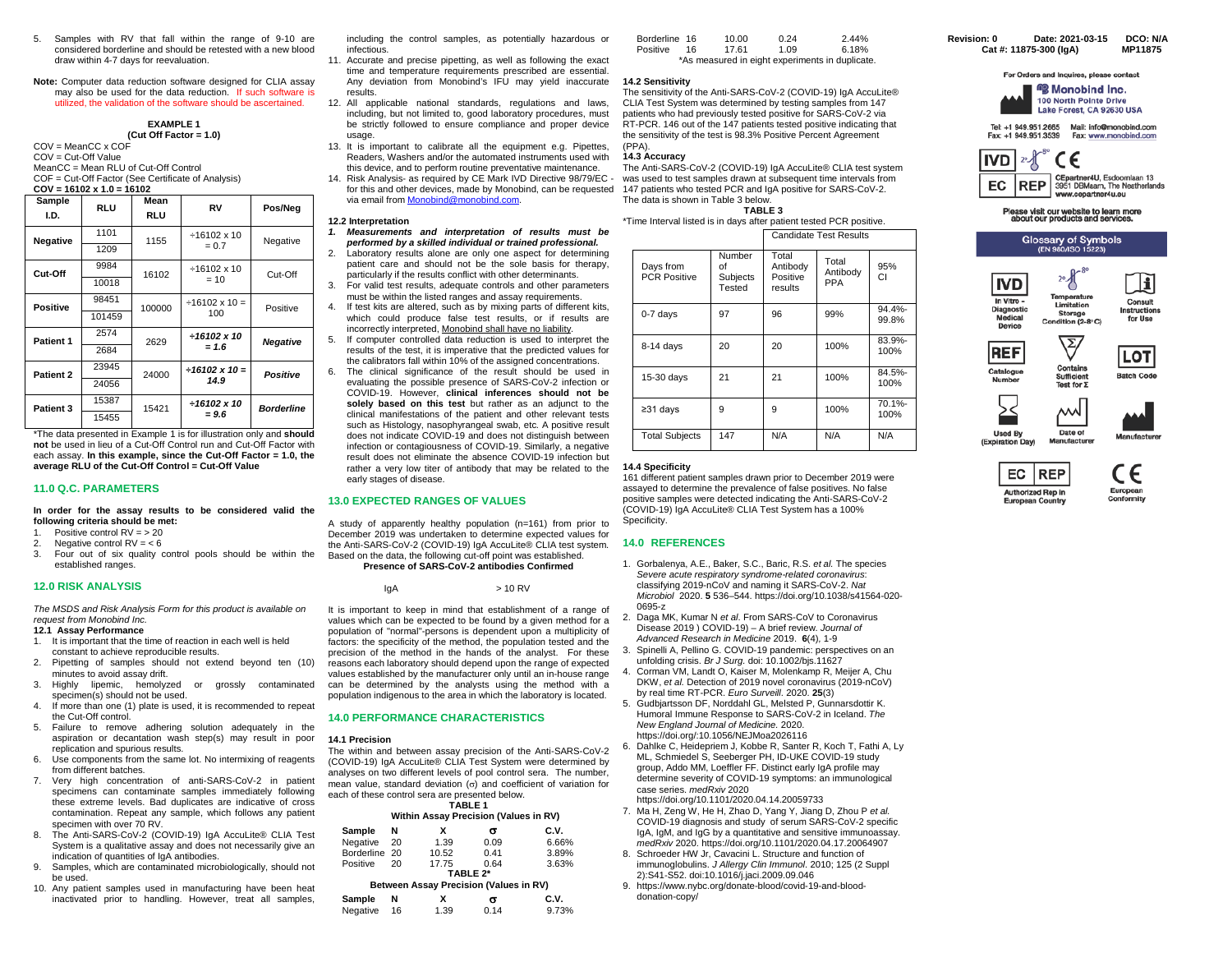5. Samples with RV that fall within the range of 9-10 are considered borderline and should be retested with a new blood draw within 4-7 days for reevaluation.

**Note:** Computer data reduction software designed for CLIA assay may also be used for the data reduction. If such software is utilized, the validation of the software should be ascertained.

**EXAMPLE 1**
**(Cut Off Factor = 1.0)**

COV = MeanCC x COF
COV = Cut-Off Value
MeanCC = Mean RLU of Cut-Off Control
COF = Cut-Off Factor (See Certificate of Analysis)
**COV = 16102 x 1.0 = 16102**

| Sample I.D. | RLU | Mean RLU | RV | Pos/Neg |
|---|---|---|---|---|
| Negative | 1101 | 1155 | ÷16102 x 10 = 0.7 | Negative |
| | 1209 | | | |
| Cut-Off | 9984 | 16102 | ÷16102 x 10 = 10 | Cut-Off |
| | 10018 | | | |
| Positive | 98451 | 100000 | ÷16102 x 10 = 100 | Positive |
| | 101459 | | | |
| Patient 1 | 2574 | 2629 | *÷16102 x 10 = 1.6* | *Negative* |
| | 2684 | | | |
| Patient 2 | 23945 | 24000 | *÷16102 x 10 = 14.9* | *Positive* |
| | 24056 | | | |
| Patient 3 | 15387 | 15421 | *÷16102 x 10 = 9.6* | *Borderline* |
| | 15455 | | | |

*The data presented in Example 1 is for illustration only and **should not** be used in lieu of a Cut-Off Control run and Cut-Off Factor with each assay. **In this example, since the Cut-Off Factor = 1.0, the average RLU of the Cut-Off Control = Cut-Off Value**

## 11.0 Q.C. PARAMETERS

**In order for the assay results to be considered valid the following criteria should be met:**

1. Positive control RV = > 20
2. Negative control RV = < 6
3. Four out of six quality control pools should be within the established ranges.

## 12.0 RISK ANALYSIS

*The MSDS and Risk Analysis Form for this product is available on request from Monobind Inc.*

**12.1 Assay Performance**

1. It is important that the time of reaction in each well is held constant to achieve reproducible results.
2. Pipetting of samples should not extend beyond ten (10) minutes to avoid assay drift.
3. Highly lipemic, hemolyzed or grossly contaminated specimen(s) should not be used.
4. If more than one (1) plate is used, it is recommended to repeat the Cut-Off control.
5. Failure to remove adhering solution adequately in the aspiration or decantation wash step(s) may result in poor replication and spurious results.
6. Use components from the same lot. No intermixing of reagents from different batches.
7. Very high concentration of anti-SARS-CoV-2 in patient specimens can contaminate samples immediately following these extreme levels. Bad duplicates are indicative of cross contamination. Repeat any sample, which follows any patient specimen with over 70 RV.
8. The Anti-SARS-CoV-2 (COVID-19) IgA AccuLite® CLIA Test System is a qualitative assay and does not necessarily give an indication of quantities of IgA antibodies.
9. Samples, which are contaminated microbiologically, should not be used.
10. Any patient samples used in manufacturing have been heat inactivated prior to handling. However, treat all samples, including the control samples, as potentially hazardous or infectious.
11. Accurate and precise pipetting, as well as following the exact time and temperature requirements prescribed are essential. Any deviation from Monobind's IFU may yield inaccurate results.
12. All applicable national standards, regulations and laws, including, but not limited to, good laboratory procedures, must be strictly followed to ensure compliance and proper device usage.
13. It is important to calibrate all the equipment e.g. Pipettes, Readers, Washers and/or the automated instruments used with this device, and to perform routine preventative maintenance.
14. Risk Analysis- as required by CE Mark IVD Directive 98/79/EC - for this and other devices, made by Monobind, can be requested via email from Monobind@monobind.com.

**12.2 Interpretation**

1. ***Measurements and interpretation of results must be performed by a skilled individual or trained professional.***
2. Laboratory results alone are only one aspect for determining patient care and should not be the sole basis for therapy, particularly if the results conflict with other determinants.
3. For valid test results, adequate controls and other parameters must be within the listed ranges and assay requirements.
4. If test kits are altered, such as by mixing parts of different kits, which could produce false test results, or if results are incorrectly interpreted, Monobind shall have no liability.
5. If computer controlled data reduction is used to interpret the results of the test, it is imperative that the predicted values for the calibrators fall within 10% of the assigned concentrations.
6. The clinical significance of the result should be used in evaluating the possible presence of SARS-CoV-2 infection or COVID-19. However, **clinical inferences should not be solely based on this test** but rather as an adjunct to the clinical manifestations of the patient and other relevant tests such as Histology, nasophyrangeal swab, etc. A positive result does not indicate COVID-19 and does not distinguish between infection or contagiousness of COVID-19. Similarly, a negative result does not eliminate the absence COVID-19 infection but rather a very low titer of antibody that may be related to the early stages of disease.

## 13.0 EXPECTED RANGES OF VALUES

A study of apparently healthy population (n=161) from prior to December 2019 was undertaken to determine expected values for the Anti-SARS-CoV-2 (COVID-19) IgA AccuLite® CLIA test system. Based on the data, the following cut-off point was established.

**Presence of SARS-CoV-2 antibodies Confirmed**

IgA > 10 RV

It is important to keep in mind that establishment of a range of values which can be expected to be found by a given method for a population of "normal"-persons is dependent upon a multiplicity of factors: the specificity of the method, the population tested and the precision of the method in the hands of the analyst. For these reasons each laboratory should depend upon the range of expected values established by the manufacturer only until an in-house range can be determined by the analysts using the method with a population indigenous to the area in which the laboratory is located.

## 14.0 PERFORMANCE CHARACTERISTICS

**14.1 Precision**

The within and between assay precision of the Anti-SARS-CoV-2 (COVID-19) IgA AccuLite® CLIA Test System were determined by analyses on two different levels of pool control sera. The number, mean value, standard deviation (σ) and coefficient of variation for each of these control sera are presented below.

**TABLE 1**
**Within Assay Precision (Values in RV)**

| Sample | N | X | σ | C.V. |
|---|---|---|---|---|
| Negative | 20 | 1.39 | 0.09 | 6.66% |
| Borderline | 20 | 10.52 | 0.41 | 3.89% |
| Positive | 20 | 17.75 | 0.64 | 3.63% |

**TABLE 2***
**Between Assay Precision (Values in RV)**

| Sample | N | X | σ | C.V. |
|---|---|---|---|---|
| Negative | 16 | 1.39 | 0.14 | 9.73% |
| Borderline | 16 | 10.00 | 0.24 | 2.44% |
| Positive | 16 | 17.61 | 1.09 | 6.18% |

*As measured in eight experiments in duplicate.

**14.2 Sensitivity**

The sensitivity of the Anti-SARS-CoV-2 (COVID-19) IgA AccuLite® CLIA Test System was determined by testing samples from 147 patients who had previously tested positive for SARS-CoV-2 via RT-PCR. 146 out of the 147 patients tested positive indicating that the sensitivity of the test is 98.3% Positive Percent Agreement (PPA).

**14.3 Accuracy**

The Anti-SARS-CoV-2 (COVID-19) IgA AccuLite® CLIA test system was used to test samples drawn at subsequent time intervals from 147 patients who tested PCR and IgA positive for SARS-CoV-2. The data is shown in Table 3 below.

**TABLE 3**

*Time Interval listed is in days after patient tested PCR positive.

| | | Candidate Test Results | | |
|---|---|---|---|---|
| Days from PCR Positive | Number of Subjects Tested | Total Antibody Positive results | Total Antibody PPA | 95% CI |
| 0-7 days | 97 | 96 | 99% | 94.4%-99.8% |
| 8-14 days | 20 | 20 | 100% | 83.9%-100% |
| 15-30 days | 21 | 21 | 100% | 84.5%-100% |
| ≥31 days | 9 | 9 | 100% | 70.1%-100% |
| Total Subjects | 147 | N/A | N/A | N/A |

**14.4 Specificity**

161 different patient samples drawn prior to December 2019 were assayed to determine the prevalence of false positives. No false positive samples were detected indicating the Anti-SARS-CoV-2 (COVID-19) IgA AccuLite® CLIA Test System has a 100% Specificity.

## 14.0 REFERENCES

1. Gorbalenya, A.E., Baker, S.C., Baric, R.S. *et al.* The species *Severe acute respiratory syndrome-related coronavirus*: classifying 2019-nCoV and naming it SARS-CoV-2. *Nat Microbiol* 2020. **5** 536–544. https://doi.org/10.1038/s41564-020-0695-z
2. Daga MK, Kumar N *et al*. From SARS-CoV to Coronavirus Disease 2019 ) COVID-19) – A brief review. *Journal of Advanced Research in Medicine* 2019. **6**(4), 1-9
3. Spinelli A, Pellino G. COVID-19 pandemic: perspectives on an unfolding crisis. *Br J Surg*. doi: 10.1002/bjs.11627
4. Corman VM, Landt O, Kaiser M, Molenkamp R, Meijer A, Chu DKW, *et al.* Detection of 2019 novel coronavirus (2019-nCoV) by real time RT-PCR. *Euro Surveill*. 2020. **25**(3)
5. Gudbjartsson DF, Norddahl GL, Melsted P, Gunnarsdottir K. Humoral Immune Response to SARS-CoV-2 in Iceland. *The New England Journal of Medicine.* 2020. https://doi.org/:10.1056/NEJMoa2026116
6. Dahlke C, Heidepriem J, Kobbe R, Santer R, Koch T, Fathi A, Ly ML, Schmiedel S, Seeberger PH, ID-UKE COVID-19 study group, Addo MM, Loeffler FF. Distinct early IgA profile may determine severity of COVID-19 symptoms: an immunological case series. *medRxiv* 2020 https://doi.org/10.1101/2020.04.14.20059733
7. Ma H, Zeng W, He H, Zhao D, Yang Y, Jiang D, Zhou P *et al.* COVID-19 diagnosis and study of serum SARS-CoV-2 specific IgA, IgM, and IgG by a quantitative and sensitive immunoassay. *medRxiv* 2020. https://doi.org/10.1101/2020.04.17.20064907
8. Schroeder HW Jr, Cavacini L. Structure and function of immunoglobulins. *J Allergy Clin Immunol*. 2010; 125 (2 Suppl 2):S41-S52. doi:10.1016/j.jaci.2009.09.046
9. https://www.nybc.org/donate-blood/covid-19-and-blood-donation-copy/

**Revision:** 0 **Date:** 2021-03-15 **DCO:** N/A
**Cat #:** 11875-300 (IgA) MP11875

For Orders and Inquires, please contact

**Monobind Inc.**
100 North Pointe Drive
Lake Forest, CA 92630 USA

Tel: +1 949.951.2665 Mail: info@monobind.com
Fax: +1 949.951.3539 Fax: www.monobind.com

IVD 2°C–8°C CE

EC REP CEpartner4U, Esdoornlaan 13 3951 DBMaarn, The Netherlands www.cepartner4u.eu

Please visit our website to learn more about our products and services.

**Glossary of Symbols**
(EN 980/ISO 15223)

IVD – In Vitro - Diagnostic Medical Device
Temperature Limitation Storage Condition (2-8°C)
Consult Instructions for Use
REF – Catalogue Number
Contains Sufficient Test for Σ
LOT – Batch Code
Used By (Expiration Day)
Date of Manufacturer
Manufacturer
EC REP – Authorized Rep in European Country
CE – European Conformity